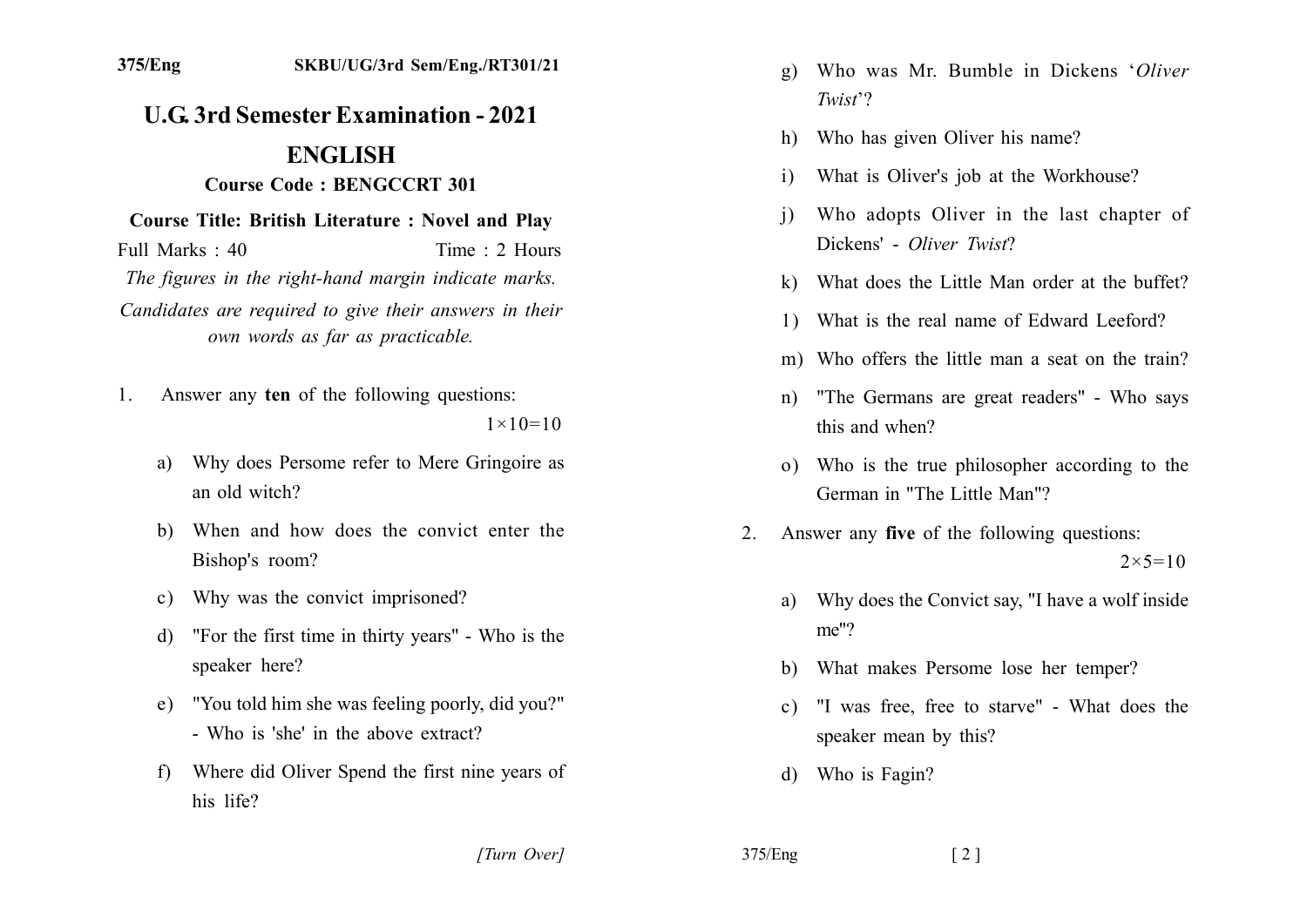375/Eng SKBU/UG/3rd Sem/Eng./RT301/21

# U.G. 3rd Semester Examination - 2021

## ENGLISH

### Course Code : BENGCCRT 301

**Course Title: British Literature : Novel and Play**

Full Marks : 40 Time : 2 Hours

*The figures in the right-hand margin indicate marks.*

*Candidates are required to give their answers in their own words as far as practicable.*

1. Answer any **ten** of the following questions: $1\times10=10$

   a) Why does Persome refer to Mere Gringoire as an old witch?

   b) When and how does the convict enter the Bishop's room?

   c) Why was the convict imprisoned?

   d) "For the first time in thirty years" - Who is the speaker here?

   e) "You told him she was feeling poorly, did you?" - Who is 'she' in the above extract?

   f) Where did Oliver Spend the first nine years of his life?

   g) Who was Mr. Bumble in Dickens '*Oliver Twist*'?

   h) Who has given Oliver his name?

   i) What is Oliver's job at the Workhouse?

   j) Who adopts Oliver in the last chapter of Dickens' - *Oliver Twist*?

   k) What does the Little Man order at the buffet?

   l) What is the real name of Edward Leeford?

   m) Who offers the little man a seat on the train?

   n) "The Germans are great readers" - Who says this and when?

   o) Who is the true philosopher according to the German in "The Little Man"?

2. Answer any **five** of the following questions: $2\times5=10$

   a) Why does the Convict say, "I have a wolf inside me"?

   b) What makes Persome lose her temper?

   c) "I was free, free to starve" - What does the speaker mean by this?

   d) Who is Fagin?

[Turn Over]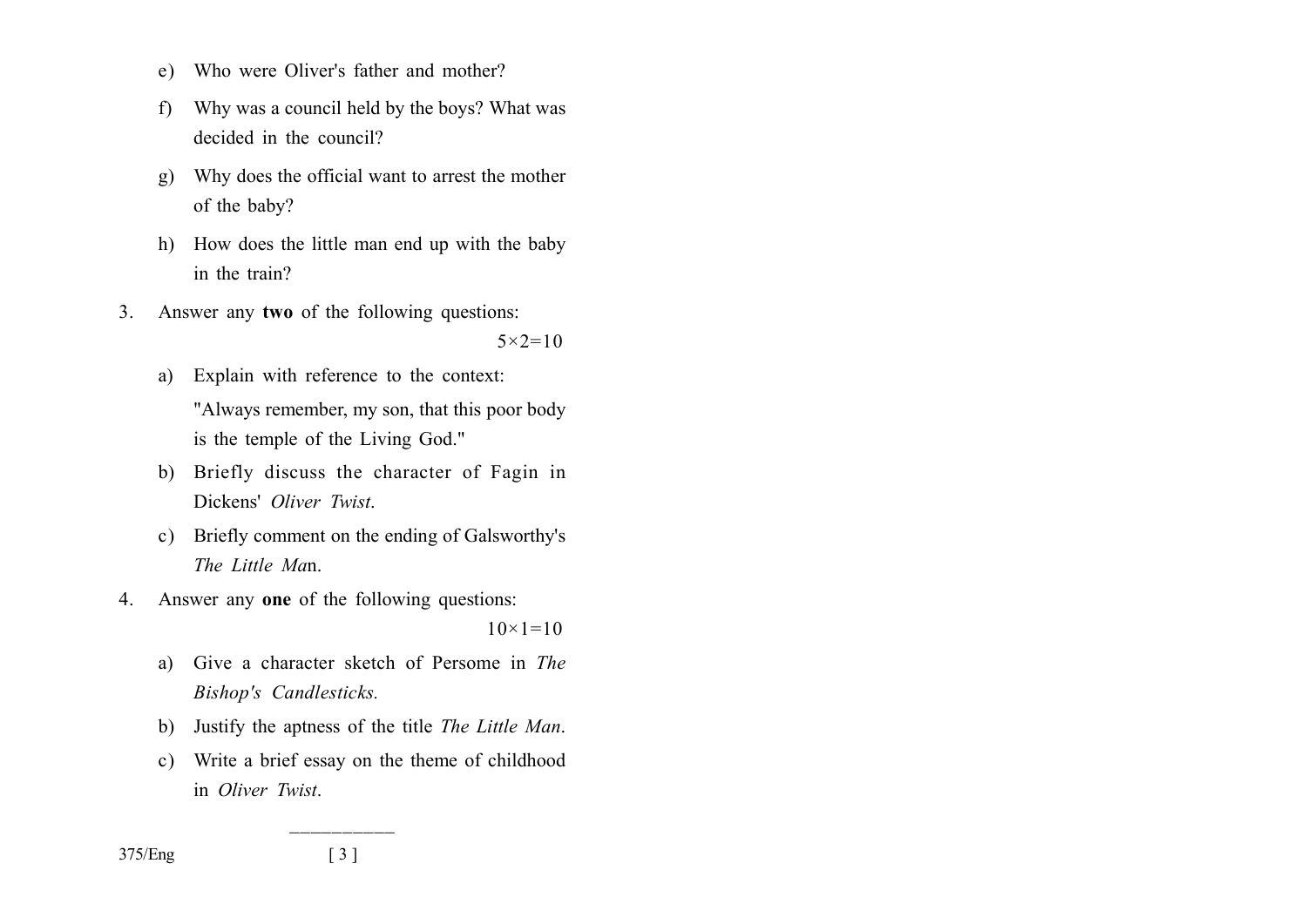e) Who were Oliver's father and mother?

f) Why was a council held by the boys? What was decided in the council?

g) Why does the official want to arrest the mother of the baby?

h) How does the little man end up with the baby in the train?

3. Answer any **two** of the following questions: $5 \times 2 = 10$

a) Explain with reference to the context:

"Always remember, my son, that this poor body is the temple of the Living God."

b) Briefly discuss the character of Fagin in Dickens' *Oliver Twist.*

c) Briefly comment on the ending of Galsworthy's *The Little Ma*n.

4. Answer any **one** of the following questions: $10 \times 1 = 10$

a) Give a character sketch of Persome in *The Bishop's Candlesticks.*

b) Justify the aptness of the title *The Little Man*.

c) Write a brief essay on the theme of childhood in *Oliver Twist*.

375/Eng